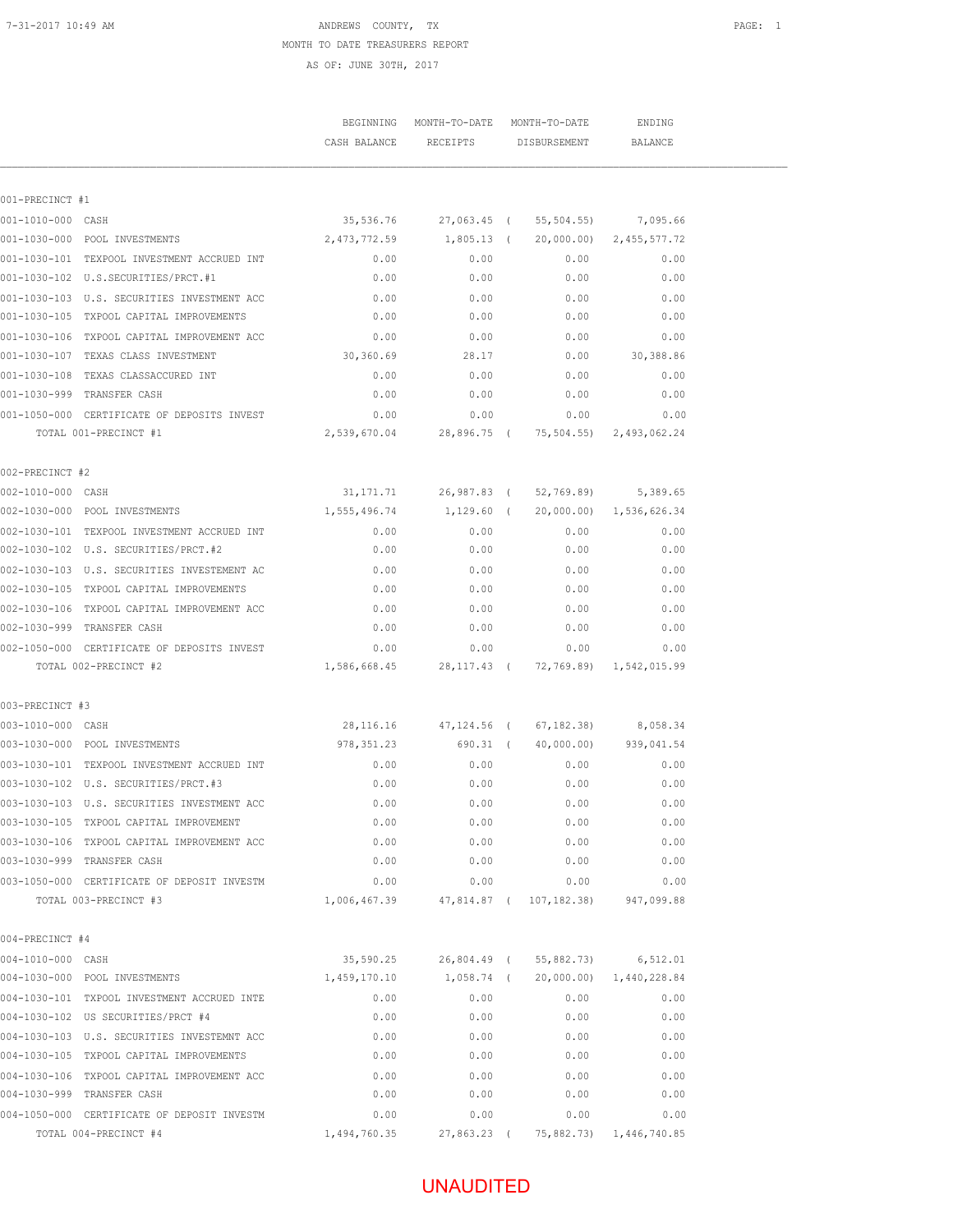7-31-2017 10:49 AM

# ANDREWS COUNTY, TX

## MONTH TO DATE TREASURERS REPORT

AS OF: JUNE 30TH, 2017

| | BEGINNING CASH BALANCE | MONTH-TO-DATE RECEIPTS | MONTH-TO-DATE DISBURSEMENT | ENDING BALANCE |
|---|---|---|---|---|
| **001-PRECINCT #1** | | | | |
| 001-1010-000 CASH | 35,536.76 | 27,063.45 | ( 55,504.55) | 7,095.66 |
| 001-1030-000 POOL INVESTMENTS | 2,473,772.59 | 1,805.13 | ( 20,000.00) | 2,455,577.72 |
| 001-1030-101 TEXPOOL INVESTMENT ACCRUED INT | 0.00 | 0.00 | 0.00 | 0.00 |
| 001-1030-102 U.S.SECURITIES/PRCT.#1 | 0.00 | 0.00 | 0.00 | 0.00 |
| 001-1030-103 U.S. SECURITIES INVESTMENT ACC | 0.00 | 0.00 | 0.00 | 0.00 |
| 001-1030-105 TXPOOL CAPITAL IMPROVEMENTS | 0.00 | 0.00 | 0.00 | 0.00 |
| 001-1030-106 TXPOOL CAPITAL IMPROVEMENT ACC | 0.00 | 0.00 | 0.00 | 0.00 |
| 001-1030-107 TEXAS CLASS INVESTMENT | 30,360.69 | 28.17 | 0.00 | 30,388.86 |
| 001-1030-108 TEXAS CLASSACCURED INT | 0.00 | 0.00 | 0.00 | 0.00 |
| 001-1030-999 TRANSFER CASH | 0.00 | 0.00 | 0.00 | 0.00 |
| 001-1050-000 CERTIFICATE OF DEPOSITS INVEST | 0.00 | 0.00 | 0.00 | 0.00 |
| TOTAL 001-PRECINCT #1 | 2,539,670.04 | 28,896.75 | ( 75,504.55) | 2,493,062.24 |
| **002-PRECINCT #2** | | | | |
| 002-1010-000 CASH | 31,171.71 | 26,987.83 | ( 52,769.89) | 5,389.65 |
| 002-1030-000 POOL INVESTMENTS | 1,555,496.74 | 1,129.60 | ( 20,000.00) | 1,536,626.34 |
| 002-1030-101 TEXPOOL INVESTMENT ACCRUED INT | 0.00 | 0.00 | 0.00 | 0.00 |
| 002-1030-102 U.S. SECURITIES/PRCT.#2 | 0.00 | 0.00 | 0.00 | 0.00 |
| 002-1030-103 U.S. SECURITIES INVESTEMENT AC | 0.00 | 0.00 | 0.00 | 0.00 |
| 002-1030-105 TXPOOL CAPITAL IMPROVEMENTS | 0.00 | 0.00 | 0.00 | 0.00 |
| 002-1030-106 TXPOOL CAPITAL IMPROVEMENT ACC | 0.00 | 0.00 | 0.00 | 0.00 |
| 002-1030-999 TRANSFER CASH | 0.00 | 0.00 | 0.00 | 0.00 |
| 002-1050-000 CERTIFICATE OF DEPOSITS INVEST | 0.00 | 0.00 | 0.00 | 0.00 |
| TOTAL 002-PRECINCT #2 | 1,586,668.45 | 28,117.43 | ( 72,769.89) | 1,542,015.99 |
| **003-PRECINCT #3** | | | | |
| 003-1010-000 CASH | 28,116.16 | 47,124.56 | ( 67,182.38) | 8,058.34 |
| 003-1030-000 POOL INVESTMENTS | 978,351.23 | 690.31 | ( 40,000.00) | 939,041.54 |
| 003-1030-101 TEXPOOL INVESTMENT ACCRUED INT | 0.00 | 0.00 | 0.00 | 0.00 |
| 003-1030-102 U.S. SECURITIES/PRCT.#3 | 0.00 | 0.00 | 0.00 | 0.00 |
| 003-1030-103 U.S. SECURITIES INVESTMENT ACC | 0.00 | 0.00 | 0.00 | 0.00 |
| 003-1030-105 TXPOOL CAPITAL IMPROVEMENT | 0.00 | 0.00 | 0.00 | 0.00 |
| 003-1030-106 TXPOOL CAPITAL IMPROVEMENT ACC | 0.00 | 0.00 | 0.00 | 0.00 |
| 003-1030-999 TRANSFER CASH | 0.00 | 0.00 | 0.00 | 0.00 |
| 003-1050-000 CERTIFICATE OF DEPOSIT INVESTM | 0.00 | 0.00 | 0.00 | 0.00 |
| TOTAL 003-PRECINCT #3 | 1,006,467.39 | 47,814.87 | ( 107,182.38) | 947,099.88 |
| **004-PRECINCT #4** | | | | |
| 004-1010-000 CASH | 35,590.25 | 26,804.49 | ( 55,882.73) | 6,512.01 |
| 004-1030-000 POOL INVESTMENTS | 1,459,170.10 | 1,058.74 | ( 20,000.00) | 1,440,228.84 |
| 004-1030-101 TXPOOL INVESTMENT ACCRUED INTE | 0.00 | 0.00 | 0.00 | 0.00 |
| 004-1030-102 US SECURITIES/PRCT #4 | 0.00 | 0.00 | 0.00 | 0.00 |
| 004-1030-103 U.S. SECURITIES INVESTEMNT ACC | 0.00 | 0.00 | 0.00 | 0.00 |
| 004-1030-105 TXPOOL CAPITAL IMPROVEMENTS | 0.00 | 0.00 | 0.00 | 0.00 |
| 004-1030-106 TXPOOL CAPITAL IMPROVEMENT ACC | 0.00 | 0.00 | 0.00 | 0.00 |
| 004-1030-999 TRANSFER CASH | 0.00 | 0.00 | 0.00 | 0.00 |
| 004-1050-000 CERTIFICATE OF DEPOSIT INVESTM | 0.00 | 0.00 | 0.00 | 0.00 |
| TOTAL 004-PRECINCT #4 | 1,494,760.35 | 27,863.23 | ( 75,882.73) | 1,446,740.85 |

UNAUDITED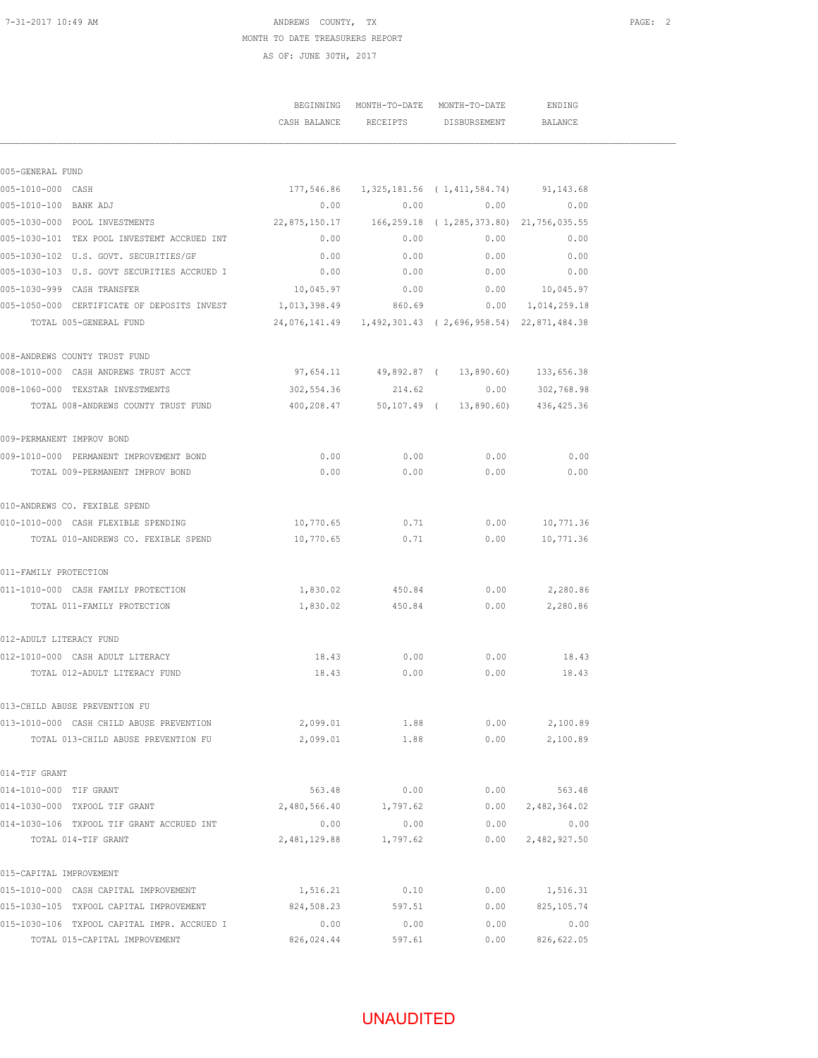ANDREWS COUNTY, TX

MONTH TO DATE TREASURERS REPORT

AS OF: JUNE 30TH, 2017

| | BEGINNING CASH BALANCE | MONTH-TO-DATE RECEIPTS | MONTH-TO-DATE DISBURSEMENT | ENDING BALANCE |
|---|---|---|---|---|
| **005-GENERAL FUND** | | | | |
| 005-1010-000 CASH | 177,546.86 | 1,325,181.56 | ( 1,411,584.74) | 91,143.68 |
| 005-1010-100 BANK ADJ | 0.00 | 0.00 | 0.00 | 0.00 |
| 005-1030-000 POOL INVESTMENTS | 22,875,150.17 | 166,259.18 | ( 1,285,373.80) | 21,756,035.55 |
| 005-1030-101 TEX POOL INVESTEMT ACCRUED INT | 0.00 | 0.00 | 0.00 | 0.00 |
| 005-1030-102 U.S. GOVT. SECURITIES/GF | 0.00 | 0.00 | 0.00 | 0.00 |
| 005-1030-103 U.S. GOVT SECURITIES ACCRUED I | 0.00 | 0.00 | 0.00 | 0.00 |
| 005-1030-999 CASH TRANSFER | 10,045.97 | 0.00 | 0.00 | 10,045.97 |
| 005-1050-000 CERTIFICATE OF DEPOSITS INVEST | 1,013,398.49 | 860.69 | 0.00 | 1,014,259.18 |
| TOTAL 005-GENERAL FUND | 24,076,141.49 | 1,492,301.43 | ( 2,696,958.54) | 22,871,484.38 |
| **008-ANDREWS COUNTY TRUST FUND** | | | | |
| 008-1010-000 CASH ANDREWS TRUST ACCT | 97,654.11 | 49,892.87 | ( 13,890.60) | 133,656.38 |
| 008-1060-000 TEXSTAR INVESTMENTS | 302,554.36 | 214.62 | 0.00 | 302,768.98 |
| TOTAL 008-ANDREWS COUNTY TRUST FUND | 400,208.47 | 50,107.49 | ( 13,890.60) | 436,425.36 |
| **009-PERMANENT IMPROV BOND** | | | | |
| 009-1010-000 PERMANENT IMPROVEMENT BOND | 0.00 | 0.00 | 0.00 | 0.00 |
| TOTAL 009-PERMANENT IMPROV BOND | 0.00 | 0.00 | 0.00 | 0.00 |
| **010-ANDREWS CO. FEXIBLE SPEND** | | | | |
| 010-1010-000 CASH FLEXIBLE SPENDING | 10,770.65 | 0.71 | 0.00 | 10,771.36 |
| TOTAL 010-ANDREWS CO. FEXIBLE SPEND | 10,770.65 | 0.71 | 0.00 | 10,771.36 |
| **011-FAMILY PROTECTION** | | | | |
| 011-1010-000 CASH FAMILY PROTECTION | 1,830.02 | 450.84 | 0.00 | 2,280.86 |
| TOTAL 011-FAMILY PROTECTION | 1,830.02 | 450.84 | 0.00 | 2,280.86 |
| **012-ADULT LITERACY FUND** | | | | |
| 012-1010-000 CASH ADULT LITERACY | 18.43 | 0.00 | 0.00 | 18.43 |
| TOTAL 012-ADULT LITERACY FUND | 18.43 | 0.00 | 0.00 | 18.43 |
| **013-CHILD ABUSE PREVENTION FU** | | | | |
| 013-1010-000 CASH CHILD ABUSE PREVENTION | 2,099.01 | 1.88 | 0.00 | 2,100.89 |
| TOTAL 013-CHILD ABUSE PREVENTION FU | 2,099.01 | 1.88 | 0.00 | 2,100.89 |
| **014-TIF GRANT** | | | | |
| 014-1010-000 TIF GRANT | 563.48 | 0.00 | 0.00 | 563.48 |
| 014-1030-000 TXPOOL TIF GRANT | 2,480,566.40 | 1,797.62 | 0.00 | 2,482,364.02 |
| 014-1030-106 TXPOOL TIF GRANT ACCRUED INT | 0.00 | 0.00 | 0.00 | 0.00 |
| TOTAL 014-TIF GRANT | 2,481,129.88 | 1,797.62 | 0.00 | 2,482,927.50 |
| **015-CAPITAL IMPROVEMENT** | | | | |
| 015-1010-000 CASH CAPITAL IMPROVEMENT | 1,516.21 | 0.10 | 0.00 | 1,516.31 |
| 015-1030-105 TXPOOL CAPITAL IMPROVEMENT | 824,508.23 | 597.51 | 0.00 | 825,105.74 |
| 015-1030-106 TXPOOL CAPITAL IMPR. ACCRUED I | 0.00 | 0.00 | 0.00 | 0.00 |
| TOTAL 015-CAPITAL IMPROVEMENT | 826,024.44 | 597.61 | 0.00 | 826,622.05 |

UNAUDITED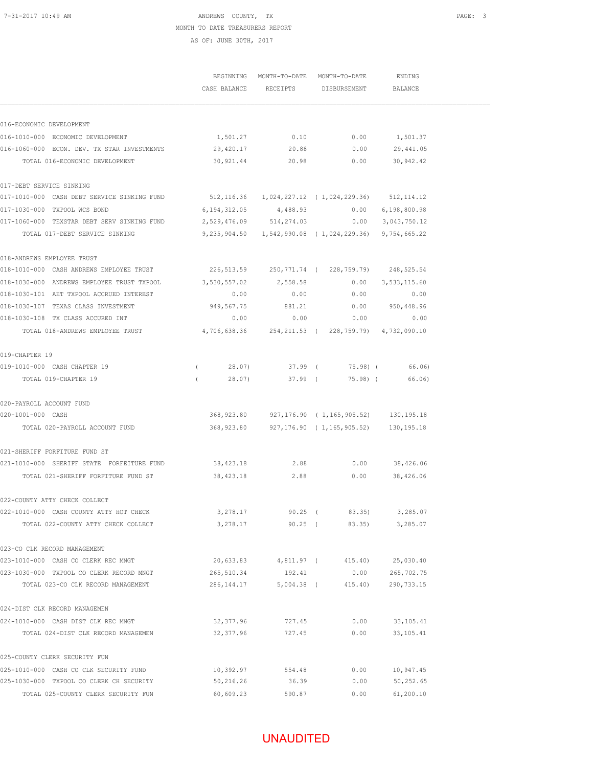ANDREWS COUNTY, TX

MONTH TO DATE TREASURERS REPORT

AS OF: JUNE 30TH, 2017

| | BEGINNING CASH BALANCE | MONTH-TO-DATE RECEIPTS | MONTH-TO-DATE DISBURSEMENT | ENDING BALANCE |
|---|---|---|---|---|
| 016-ECONOMIC DEVELOPMENT | | | | |
| 016-1010-000 ECONOMIC DEVELOPMENT | 1,501.27 | 0.10 | 0.00 | 1,501.37 |
| 016-1060-000 ECON. DEV. TX STAR INVESTMENTS | 29,420.17 | 20.88 | 0.00 | 29,441.05 |
| TOTAL 016-ECONOMIC DEVELOPMENT | 30,921.44 | 20.98 | 0.00 | 30,942.42 |
| 017-DEBT SERVICE SINKING | | | | |
| 017-1010-000 CASH DEBT SERVICE SINKING FUND | 512,116.36 | 1,024,227.12 | ( 1,024,229.36) | 512,114.12 |
| 017-1030-000 TXPOOL WCS BOND | 6,194,312.05 | 4,488.93 | 0.00 | 6,198,800.98 |
| 017-1060-000 TEXSTAR DEBT SERV SINKING FUND | 2,529,476.09 | 514,274.03 | 0.00 | 3,043,750.12 |
| TOTAL 017-DEBT SERVICE SINKING | 9,235,904.50 | 1,542,990.08 | ( 1,024,229.36) | 9,754,665.22 |
| 018-ANDREWS EMPLOYEE TRUST | | | | |
| 018-1010-000 CASH ANDREWS EMPLOYEE TRUST | 226,513.59 | 250,771.74 | ( 228,759.79) | 248,525.54 |
| 018-1030-000 ANDREWS EMPLOYEE TRUST TXPOOL | 3,530,557.02 | 2,558.58 | 0.00 | 3,533,115.60 |
| 018-1030-101 AET TXPOOL ACCRUED INTEREST | 0.00 | 0.00 | 0.00 | 0.00 |
| 018-1030-107 TEXAS CLASS INVESTMENT | 949,567.75 | 881.21 | 0.00 | 950,448.96 |
| 018-1030-108 TX CLASS ACCURED INT | 0.00 | 0.00 | 0.00 | 0.00 |
| TOTAL 018-ANDREWS EMPLOYEE TRUST | 4,706,638.36 | 254,211.53 | ( 228,759.79) | 4,732,090.10 |
| 019-CHAPTER 19 | | | | |
| 019-1010-000 CASH CHAPTER 19 | ( 28.07) | 37.99 | ( 75.98) | ( 66.06) |
| TOTAL 019-CHAPTER 19 | ( 28.07) | 37.99 | ( 75.98) | ( 66.06) |
| 020-PAYROLL ACCOUNT FUND | | | | |
| 020-1001-000 CASH | 368,923.80 | 927,176.90 | ( 1,165,905.52) | 130,195.18 |
| TOTAL 020-PAYROLL ACCOUNT FUND | 368,923.80 | 927,176.90 | ( 1,165,905.52) | 130,195.18 |
| 021-SHERIFF FORFITURE FUND ST | | | | |
| 021-1010-000 SHERIFF STATE FORFEITURE FUND | 38,423.18 | 2.88 | 0.00 | 38,426.06 |
| TOTAL 021-SHERIFF FORFITURE FUND ST | 38,423.18 | 2.88 | 0.00 | 38,426.06 |
| 022-COUNTY ATTY CHECK COLLECT | | | | |
| 022-1010-000 CASH COUNTY ATTY HOT CHECK | 3,278.17 | 90.25 | ( 83.35) | 3,285.07 |
| TOTAL 022-COUNTY ATTY CHECK COLLECT | 3,278.17 | 90.25 | ( 83.35) | 3,285.07 |
| 023-CO CLK RECORD MANAGEMENT | | | | |
| 023-1010-000 CASH CO CLERK REC MNGT | 20,633.83 | 4,811.97 | ( 415.40) | 25,030.40 |
| 023-1030-000 TXPOOL CO CLERK RECORD MNGT | 265,510.34 | 192.41 | 0.00 | 265,702.75 |
| TOTAL 023-CO CLK RECORD MANAGEMENT | 286,144.17 | 5,004.38 | ( 415.40) | 290,733.15 |
| 024-DIST CLK RECORD MANAGEMEN | | | | |
| 024-1010-000 CASH DIST CLK REC MNGT | 32,377.96 | 727.45 | 0.00 | 33,105.41 |
| TOTAL 024-DIST CLK RECORD MANAGEMEN | 32,377.96 | 727.45 | 0.00 | 33,105.41 |
| 025-COUNTY CLERK SECURITY FUN | | | | |
| 025-1010-000 CASH CO CLK SECURITY FUND | 10,392.97 | 554.48 | 0.00 | 10,947.45 |
| 025-1030-000 TXPOOL CO CLERK CH SECURITY | 50,216.26 | 36.39 | 0.00 | 50,252.65 |
| TOTAL 025-COUNTY CLERK SECURITY FUN | 60,609.23 | 590.87 | 0.00 | 61,200.10 |

UNAUDITED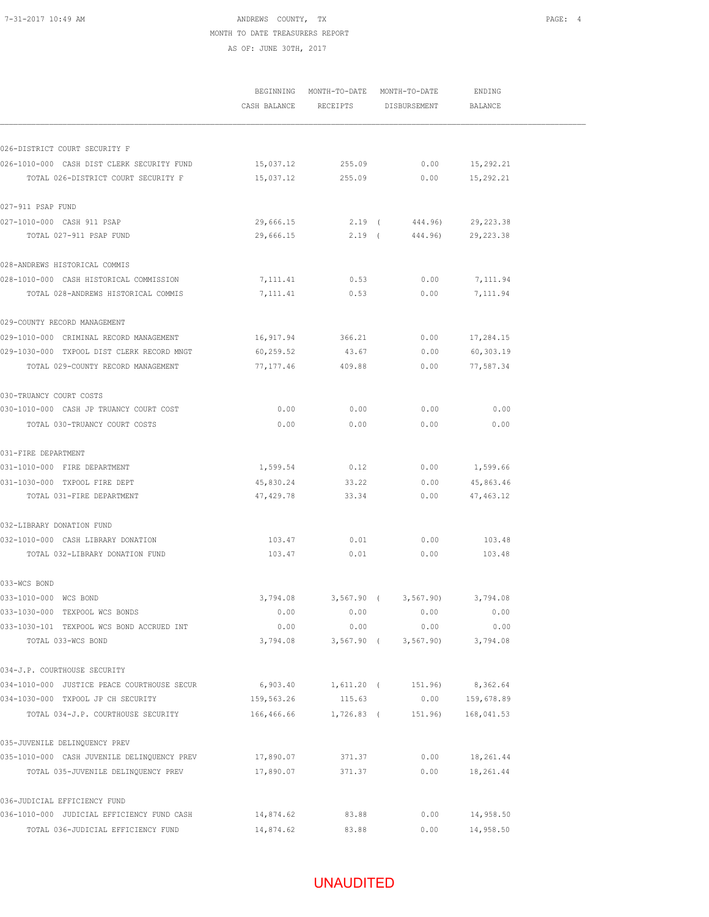ANDREWS COUNTY, TX

MONTH TO DATE TREASURERS REPORT

AS OF: JUNE 30TH, 2017

| | BEGINNING CASH BALANCE | MONTH-TO-DATE RECEIPTS | MONTH-TO-DATE DISBURSEMENT | ENDING BALANCE |
|---|---|---|---|---|
| 026-DISTRICT COURT SECURITY F | | | | |
| 026-1010-000 CASH DIST CLERK SECURITY FUND | 15,037.12 | 255.09 | 0.00 | 15,292.21 |
| TOTAL 026-DISTRICT COURT SECURITY F | 15,037.12 | 255.09 | 0.00 | 15,292.21 |
| 027-911 PSAP FUND | | | | |
| 027-1010-000 CASH 911 PSAP | 29,666.15 | 2.19 | ( 444.96) | 29,223.38 |
| TOTAL 027-911 PSAP FUND | 29,666.15 | 2.19 | ( 444.96) | 29,223.38 |
| 028-ANDREWS HISTORICAL COMMIS | | | | |
| 028-1010-000 CASH HISTORICAL COMMISSION | 7,111.41 | 0.53 | 0.00 | 7,111.94 |
| TOTAL 028-ANDREWS HISTORICAL COMMIS | 7,111.41 | 0.53 | 0.00 | 7,111.94 |
| 029-COUNTY RECORD MANAGEMENT | | | | |
| 029-1010-000 CRIMINAL RECORD MANAGEMENT | 16,917.94 | 366.21 | 0.00 | 17,284.15 |
| 029-1030-000 TXPOOL DIST CLERK RECORD MNGT | 60,259.52 | 43.67 | 0.00 | 60,303.19 |
| TOTAL 029-COUNTY RECORD MANAGEMENT | 77,177.46 | 409.88 | 0.00 | 77,587.34 |
| 030-TRUANCY COURT COSTS | | | | |
| 030-1010-000 CASH JP TRUANCY COURT COST | 0.00 | 0.00 | 0.00 | 0.00 |
| TOTAL 030-TRUANCY COURT COSTS | 0.00 | 0.00 | 0.00 | 0.00 |
| 031-FIRE DEPARTMENT | | | | |
| 031-1010-000 FIRE DEPARTMENT | 1,599.54 | 0.12 | 0.00 | 1,599.66 |
| 031-1030-000 TXPOOL FIRE DEPT | 45,830.24 | 33.22 | 0.00 | 45,863.46 |
| TOTAL 031-FIRE DEPARTMENT | 47,429.78 | 33.34 | 0.00 | 47,463.12 |
| 032-LIBRARY DONATION FUND | | | | |
| 032-1010-000 CASH LIBRARY DONATION | 103.47 | 0.01 | 0.00 | 103.48 |
| TOTAL 032-LIBRARY DONATION FUND | 103.47 | 0.01 | 0.00 | 103.48 |
| 033-WCS BOND | | | | |
| 033-1010-000 WCS BOND | 3,794.08 | 3,567.90 | ( 3,567.90) | 3,794.08 |
| 033-1030-000 TEXPOOL WCS BONDS | 0.00 | 0.00 | 0.00 | 0.00 |
| 033-1030-101 TEXPOOL WCS BOND ACCRUED INT | 0.00 | 0.00 | 0.00 | 0.00 |
| TOTAL 033-WCS BOND | 3,794.08 | 3,567.90 | ( 3,567.90) | 3,794.08 |
| 034-J.P. COURTHOUSE SECURITY | | | | |
| 034-1010-000 JUSTICE PEACE COURTHOUSE SECUR | 6,903.40 | 1,611.20 | ( 151.96) | 8,362.64 |
| 034-1030-000 TXPOOL JP CH SECURITY | 159,563.26 | 115.63 | 0.00 | 159,678.89 |
| TOTAL 034-J.P. COURTHOUSE SECURITY | 166,466.66 | 1,726.83 | ( 151.96) | 168,041.53 |
| 035-JUVENILE DELINQUENCY PREV | | | | |
| 035-1010-000 CASH JUVENILE DELINQUENCY PREV | 17,890.07 | 371.37 | 0.00 | 18,261.44 |
| TOTAL 035-JUVENILE DELINQUENCY PREV | 17,890.07 | 371.37 | 0.00 | 18,261.44 |
| 036-JUDICIAL EFFICIENCY FUND | | | | |
| 036-1010-000 JUDICIAL EFFICIENCY FUND CASH | 14,874.62 | 83.88 | 0.00 | 14,958.50 |
| TOTAL 036-JUDICIAL EFFICIENCY FUND | 14,874.62 | 83.88 | 0.00 | 14,958.50 |

UNAUDITED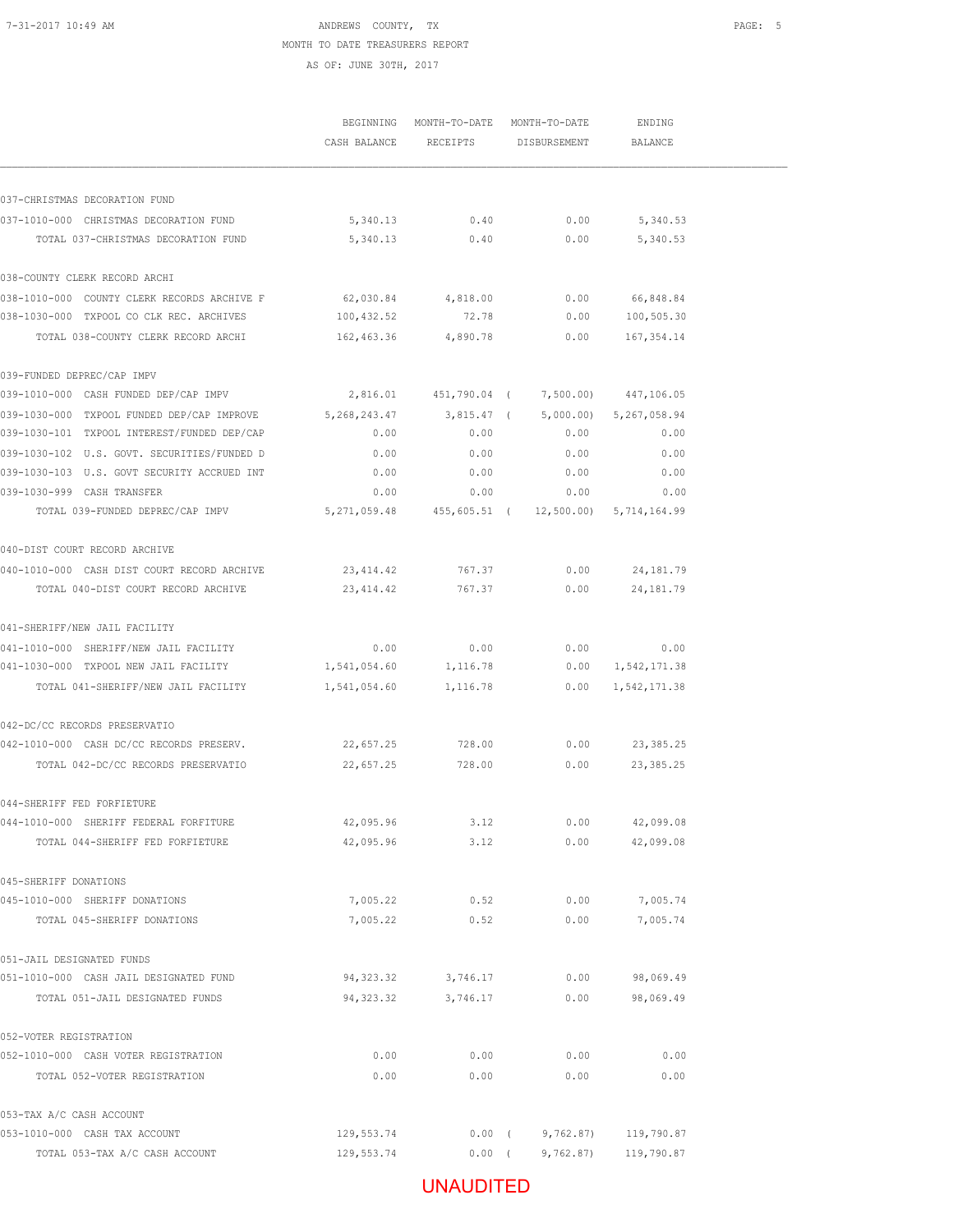ANDREWS COUNTY, TX

MONTH TO DATE TREASURERS REPORT

AS OF: JUNE 30TH, 2017

| | BEGINNING CASH BALANCE | MONTH-TO-DATE RECEIPTS | MONTH-TO-DATE DISBURSEMENT | ENDING BALANCE |
|---|---|---|---|---|
| **037-CHRISTMAS DECORATION FUND** | | | | |
| 037-1010-000 CHRISTMAS DECORATION FUND | 5,340.13 | 0.40 | 0.00 | 5,340.53 |
| TOTAL 037-CHRISTMAS DECORATION FUND | 5,340.13 | 0.40 | 0.00 | 5,340.53 |
| **038-COUNTY CLERK RECORD ARCHI** | | | | |
| 038-1010-000 COUNTY CLERK RECORDS ARCHIVE F | 62,030.84 | 4,818.00 | 0.00 | 66,848.84 |
| 038-1030-000 TXPOOL CO CLK REC. ARCHIVES | 100,432.52 | 72.78 | 0.00 | 100,505.30 |
| TOTAL 038-COUNTY CLERK RECORD ARCHI | 162,463.36 | 4,890.78 | 0.00 | 167,354.14 |
| **039-FUNDED DEPREC/CAP IMPV** | | | | |
| 039-1010-000 CASH FUNDED DEP/CAP IMPV | 2,816.01 | 451,790.04 | ( 7,500.00) | 447,106.05 |
| 039-1030-000 TXPOOL FUNDED DEP/CAP IMPROVE | 5,268,243.47 | 3,815.47 | ( 5,000.00) | 5,267,058.94 |
| 039-1030-101 TXPOOL INTEREST/FUNDED DEP/CAP | 0.00 | 0.00 | 0.00 | 0.00 |
| 039-1030-102 U.S. GOVT. SECURITIES/FUNDED D | 0.00 | 0.00 | 0.00 | 0.00 |
| 039-1030-103 U.S. GOVT SECURITY ACCRUED INT | 0.00 | 0.00 | 0.00 | 0.00 |
| 039-1030-999 CASH TRANSFER | 0.00 | 0.00 | 0.00 | 0.00 |
| TOTAL 039-FUNDED DEPREC/CAP IMPV | 5,271,059.48 | 455,605.51 | ( 12,500.00) | 5,714,164.99 |
| **040-DIST COURT RECORD ARCHIVE** | | | | |
| 040-1010-000 CASH DIST COURT RECORD ARCHIVE | 23,414.42 | 767.37 | 0.00 | 24,181.79 |
| TOTAL 040-DIST COURT RECORD ARCHIVE | 23,414.42 | 767.37 | 0.00 | 24,181.79 |
| **041-SHERIFF/NEW JAIL FACILITY** | | | | |
| 041-1010-000 SHERIFF/NEW JAIL FACILITY | 0.00 | 0.00 | 0.00 | 0.00 |
| 041-1030-000 TXPOOL NEW JAIL FACILITY | 1,541,054.60 | 1,116.78 | 0.00 | 1,542,171.38 |
| TOTAL 041-SHERIFF/NEW JAIL FACILITY | 1,541,054.60 | 1,116.78 | 0.00 | 1,542,171.38 |
| **042-DC/CC RECORDS PRESERVATIO** | | | | |
| 042-1010-000 CASH DC/CC RECORDS PRESERV. | 22,657.25 | 728.00 | 0.00 | 23,385.25 |
| TOTAL 042-DC/CC RECORDS PRESERVATIO | 22,657.25 | 728.00 | 0.00 | 23,385.25 |
| **044-SHERIFF FED FORFIETURE** | | | | |
| 044-1010-000 SHERIFF FEDERAL FORFITURE | 42,095.96 | 3.12 | 0.00 | 42,099.08 |
| TOTAL 044-SHERIFF FED FORFIETURE | 42,095.96 | 3.12 | 0.00 | 42,099.08 |
| **045-SHERIFF DONATIONS** | | | | |
| 045-1010-000 SHERIFF DONATIONS | 7,005.22 | 0.52 | 0.00 | 7,005.74 |
| TOTAL 045-SHERIFF DONATIONS | 7,005.22 | 0.52 | 0.00 | 7,005.74 |
| **051-JAIL DESIGNATED FUNDS** | | | | |
| 051-1010-000 CASH JAIL DESIGNATED FUND | 94,323.32 | 3,746.17 | 0.00 | 98,069.49 |
| TOTAL 051-JAIL DESIGNATED FUNDS | 94,323.32 | 3,746.17 | 0.00 | 98,069.49 |
| **052-VOTER REGISTRATION** | | | | |
| 052-1010-000 CASH VOTER REGISTRATION | 0.00 | 0.00 | 0.00 | 0.00 |
| TOTAL 052-VOTER REGISTRATION | 0.00 | 0.00 | 0.00 | 0.00 |
| **053-TAX A/C CASH ACCOUNT** | | | | |
| 053-1010-000 CASH TAX ACCOUNT | 129,553.74 | 0.00 | ( 9,762.87) | 119,790.87 |
| TOTAL 053-TAX A/C CASH ACCOUNT | 129,553.74 | 0.00 | ( 9,762.87) | 119,790.87 |

UNAUDITED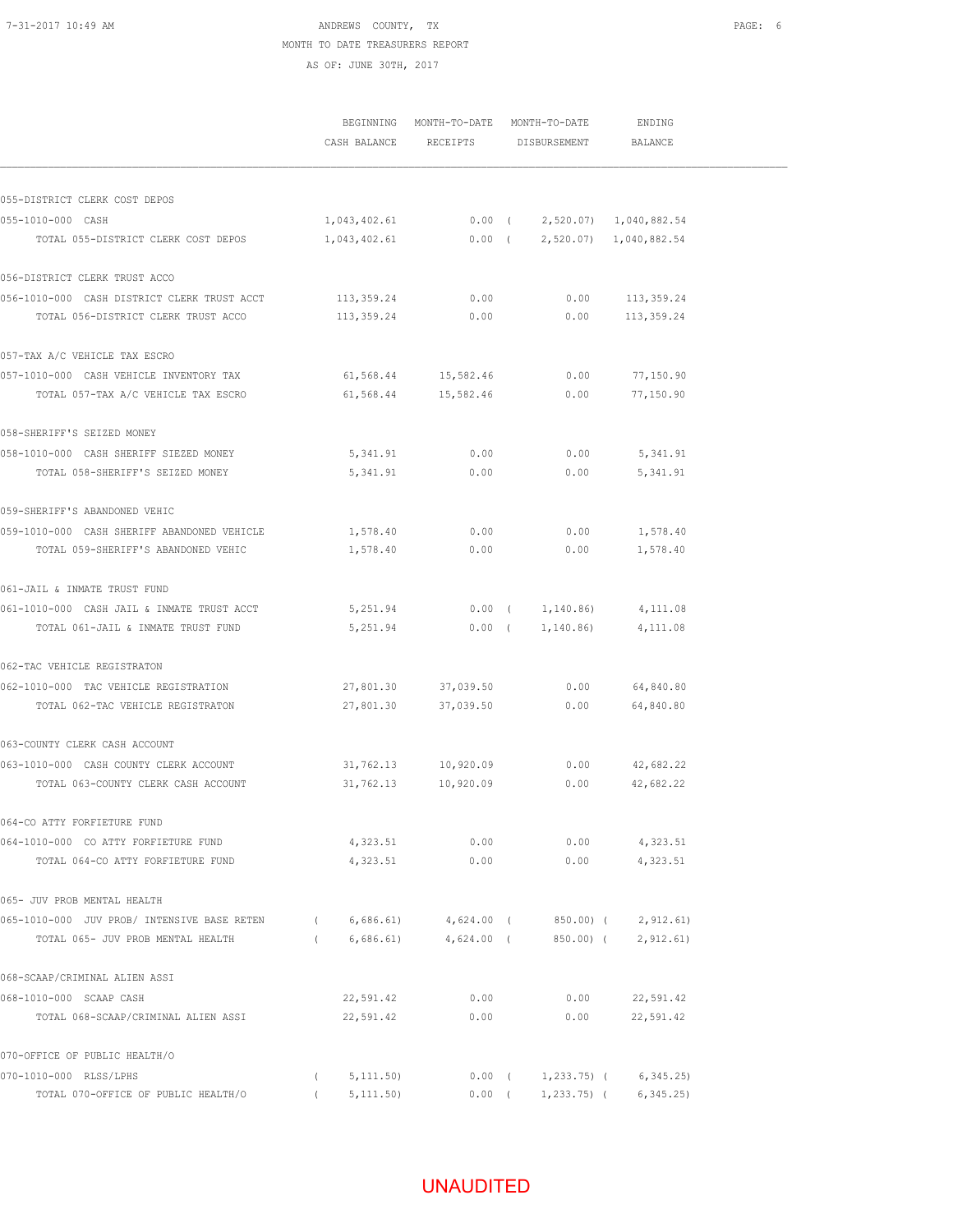ANDREWS COUNTY, TX
MONTH TO DATE TREASURERS REPORT
AS OF: JUNE 30TH, 2017

| | BEGINNING CASH BALANCE | MONTH-TO-DATE RECEIPTS | MONTH-TO-DATE DISBURSEMENT | ENDING BALANCE |
|---|---|---|---|---|
| **055-DISTRICT CLERK COST DEPOS** | | | | |
| 055-1010-000 CASH | 1,043,402.61 | 0.00 | ( 2,520.07) | 1,040,882.54 |
| TOTAL 055-DISTRICT CLERK COST DEPOS | 1,043,402.61 | 0.00 | ( 2,520.07) | 1,040,882.54 |
| **056-DISTRICT CLERK TRUST ACCO** | | | | |
| 056-1010-000 CASH DISTRICT CLERK TRUST ACCT | 113,359.24 | 0.00 | 0.00 | 113,359.24 |
| TOTAL 056-DISTRICT CLERK TRUST ACCO | 113,359.24 | 0.00 | 0.00 | 113,359.24 |
| **057-TAX A/C VEHICLE TAX ESCRO** | | | | |
| 057-1010-000 CASH VEHICLE INVENTORY TAX | 61,568.44 | 15,582.46 | 0.00 | 77,150.90 |
| TOTAL 057-TAX A/C VEHICLE TAX ESCRO | 61,568.44 | 15,582.46 | 0.00 | 77,150.90 |
| **058-SHERIFF'S SEIZED MONEY** | | | | |
| 058-1010-000 CASH SHERIFF SIEZED MONEY | 5,341.91 | 0.00 | 0.00 | 5,341.91 |
| TOTAL 058-SHERIFF'S SEIZED MONEY | 5,341.91 | 0.00 | 0.00 | 5,341.91 |
| **059-SHERIFF'S ABANDONED VEHIC** | | | | |
| 059-1010-000 CASH SHERIFF ABANDONED VEHICLE | 1,578.40 | 0.00 | 0.00 | 1,578.40 |
| TOTAL 059-SHERIFF'S ABANDONED VEHIC | 1,578.40 | 0.00 | 0.00 | 1,578.40 |
| **061-JAIL & INMATE TRUST FUND** | | | | |
| 061-1010-000 CASH JAIL & INMATE TRUST ACCT | 5,251.94 | 0.00 | ( 1,140.86) | 4,111.08 |
| TOTAL 061-JAIL & INMATE TRUST FUND | 5,251.94 | 0.00 | ( 1,140.86) | 4,111.08 |
| **062-TAC VEHICLE REGISTRATON** | | | | |
| 062-1010-000 TAC VEHICLE REGISTRATION | 27,801.30 | 37,039.50 | 0.00 | 64,840.80 |
| TOTAL 062-TAC VEHICLE REGISTRATON | 27,801.30 | 37,039.50 | 0.00 | 64,840.80 |
| **063-COUNTY CLERK CASH ACCOUNT** | | | | |
| 063-1010-000 CASH COUNTY CLERK ACCOUNT | 31,762.13 | 10,920.09 | 0.00 | 42,682.22 |
| TOTAL 063-COUNTY CLERK CASH ACCOUNT | 31,762.13 | 10,920.09 | 0.00 | 42,682.22 |
| **064-CO ATTY FORFIETURE FUND** | | | | |
| 064-1010-000 CO ATTY FORFIETURE FUND | 4,323.51 | 0.00 | 0.00 | 4,323.51 |
| TOTAL 064-CO ATTY FORFIETURE FUND | 4,323.51 | 0.00 | 0.00 | 4,323.51 |
| **065- JUV PROB MENTAL HEALTH** | | | | |
| 065-1010-000 JUV PROB/ INTENSIVE BASE RETEN | ( 6,686.61) | 4,624.00 | ( 850.00) | ( 2,912.61) |
| TOTAL 065- JUV PROB MENTAL HEALTH | ( 6,686.61) | 4,624.00 | ( 850.00) | ( 2,912.61) |
| **068-SCAAP/CRIMINAL ALIEN ASSI** | | | | |
| 068-1010-000 SCAAP CASH | 22,591.42 | 0.00 | 0.00 | 22,591.42 |
| TOTAL 068-SCAAP/CRIMINAL ALIEN ASSI | 22,591.42 | 0.00 | 0.00 | 22,591.42 |
| **070-OFFICE OF PUBLIC HEALTH/O** | | | | |
| 070-1010-000 RLSS/LPHS | ( 5,111.50) | 0.00 | ( 1,233.75) | ( 6,345.25) |
| TOTAL 070-OFFICE OF PUBLIC HEALTH/O | ( 5,111.50) | 0.00 | ( 1,233.75) | ( 6,345.25) |

UNAUDITED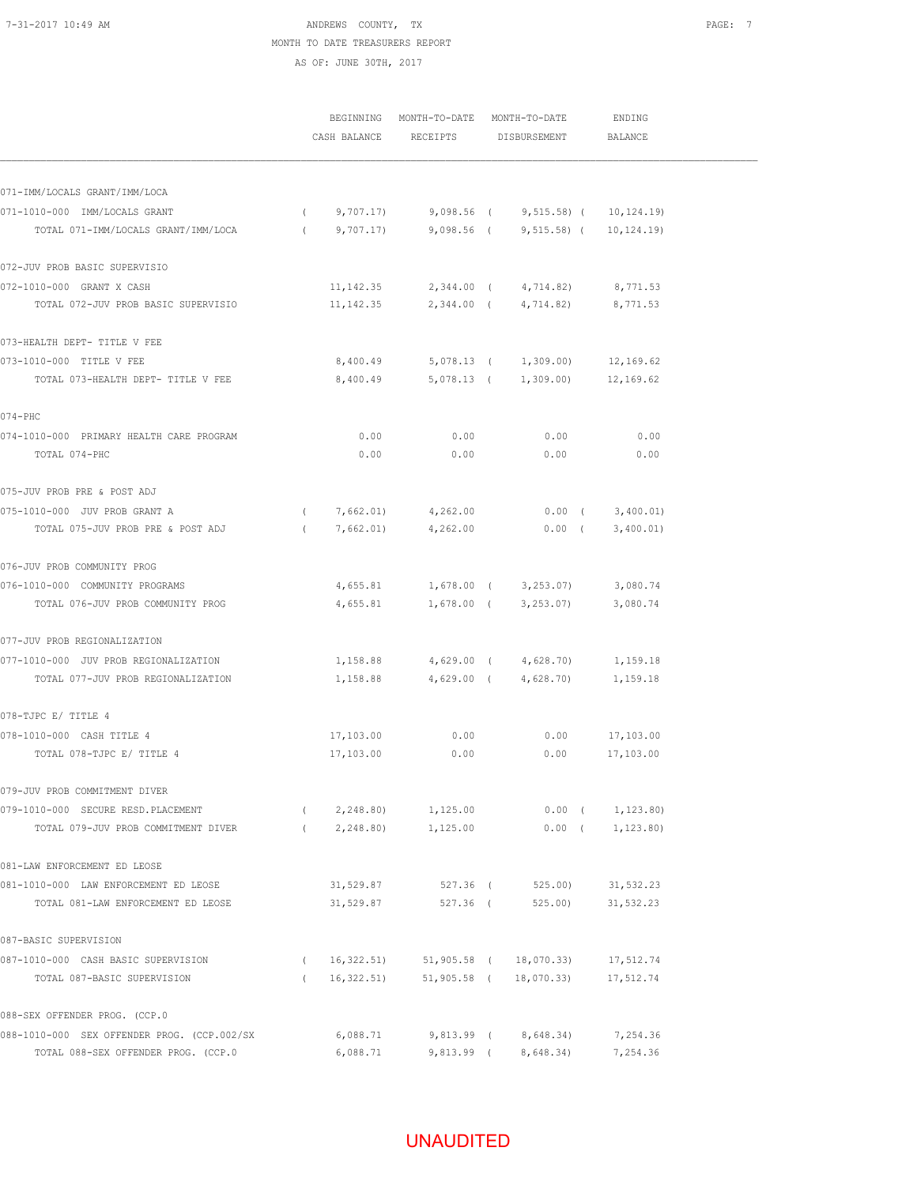ANDREWS COUNTY, TX
MONTH TO DATE TREASURERS REPORT
AS OF: JUNE 30TH, 2017

| | BEGINNING CASH BALANCE | MONTH-TO-DATE RECEIPTS | MONTH-TO-DATE DISBURSEMENT | ENDING BALANCE |
|---|---|---|---|---|
| 071-IMM/LOCALS GRANT/IMM/LOCA | | | | |
| 071-1010-000 IMM/LOCALS GRANT | ( 9,707.17) | 9,098.56 | ( 9,515.58) | ( 10,124.19) |
| TOTAL 071-IMM/LOCALS GRANT/IMM/LOCA | ( 9,707.17) | 9,098.56 | ( 9,515.58) | ( 10,124.19) |
| 072-JUV PROB BASIC SUPERVISIO | | | | |
| 072-1010-000 GRANT X CASH | 11,142.35 | 2,344.00 | ( 4,714.82) | 8,771.53 |
| TOTAL 072-JUV PROB BASIC SUPERVISIO | 11,142.35 | 2,344.00 | ( 4,714.82) | 8,771.53 |
| 073-HEALTH DEPT- TITLE V FEE | | | | |
| 073-1010-000 TITLE V FEE | 8,400.49 | 5,078.13 | ( 1,309.00) | 12,169.62 |
| TOTAL 073-HEALTH DEPT- TITLE V FEE | 8,400.49 | 5,078.13 | ( 1,309.00) | 12,169.62 |
| 074-PHC | | | | |
| 074-1010-000 PRIMARY HEALTH CARE PROGRAM | 0.00 | 0.00 | 0.00 | 0.00 |
| TOTAL 074-PHC | 0.00 | 0.00 | 0.00 | 0.00 |
| 075-JUV PROB PRE & POST ADJ | | | | |
| 075-1010-000 JUV PROB GRANT A | ( 7,662.01) | 4,262.00 | 0.00 | ( 3,400.01) |
| TOTAL 075-JUV PROB PRE & POST ADJ | ( 7,662.01) | 4,262.00 | 0.00 | ( 3,400.01) |
| 076-JUV PROB COMMUNITY PROG | | | | |
| 076-1010-000 COMMUNITY PROGRAMS | 4,655.81 | 1,678.00 | ( 3,253.07) | 3,080.74 |
| TOTAL 076-JUV PROB COMMUNITY PROG | 4,655.81 | 1,678.00 | ( 3,253.07) | 3,080.74 |
| 077-JUV PROB REGIONALIZATION | | | | |
| 077-1010-000 JUV PROB REGIONALIZATION | 1,158.88 | 4,629.00 | ( 4,628.70) | 1,159.18 |
| TOTAL 077-JUV PROB REGIONALIZATION | 1,158.88 | 4,629.00 | ( 4,628.70) | 1,159.18 |
| 078-TJPC E/ TITLE 4 | | | | |
| 078-1010-000 CASH TITLE 4 | 17,103.00 | 0.00 | 0.00 | 17,103.00 |
| TOTAL 078-TJPC E/ TITLE 4 | 17,103.00 | 0.00 | 0.00 | 17,103.00 |
| 079-JUV PROB COMMITMENT DIVER | | | | |
| 079-1010-000 SECURE RESD.PLACEMENT | ( 2,248.80) | 1,125.00 | 0.00 | ( 1,123.80) |
| TOTAL 079-JUV PROB COMMITMENT DIVER | ( 2,248.80) | 1,125.00 | 0.00 | ( 1,123.80) |
| 081-LAW ENFORCEMENT ED LEOSE | | | | |
| 081-1010-000 LAW ENFORCEMENT ED LEOSE | 31,529.87 | 527.36 | ( 525.00) | 31,532.23 |
| TOTAL 081-LAW ENFORCEMENT ED LEOSE | 31,529.87 | 527.36 | ( 525.00) | 31,532.23 |
| 087-BASIC SUPERVISION | | | | |
| 087-1010-000 CASH BASIC SUPERVISION | ( 16,322.51) | 51,905.58 | ( 18,070.33) | 17,512.74 |
| TOTAL 087-BASIC SUPERVISION | ( 16,322.51) | 51,905.58 | ( 18,070.33) | 17,512.74 |
| 088-SEX OFFENDER PROG. (CCP.0 | | | | |
| 088-1010-000 SEX OFFENDER PROG. (CCP.002/SX | 6,088.71 | 9,813.99 | ( 8,648.34) | 7,254.36 |
| TOTAL 088-SEX OFFENDER PROG. (CCP.0 | 6,088.71 | 9,813.99 | ( 8,648.34) | 7,254.36 |

UNAUDITED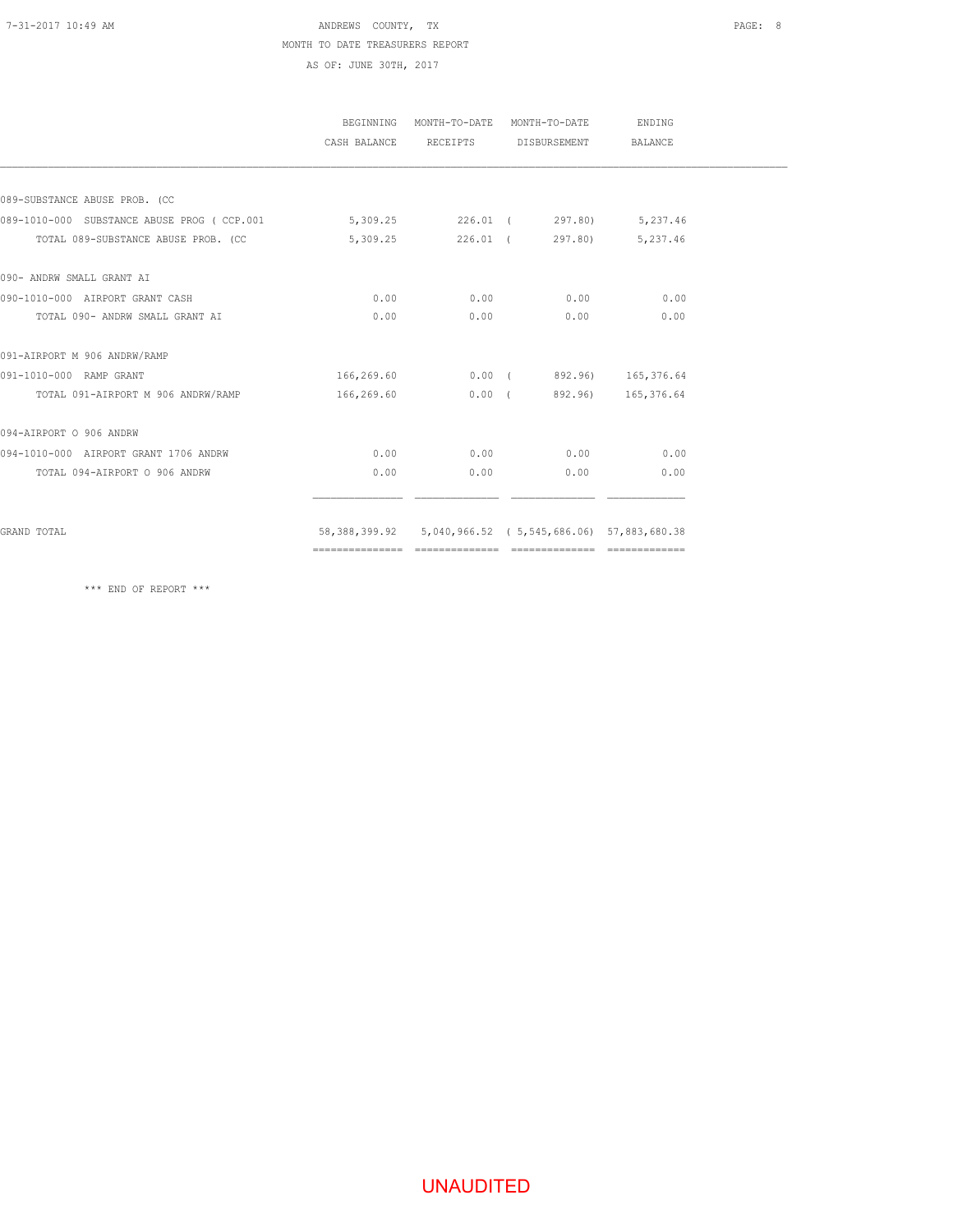ANDREWS COUNTY, TX

MONTH TO DATE TREASURERS REPORT

AS OF: JUNE 30TH, 2017

| | BEGINNING CASH BALANCE | MONTH-TO-DATE RECEIPTS | MONTH-TO-DATE DISBURSEMENT | ENDING BALANCE |
|---|---|---|---|---|
| 089-SUBSTANCE ABUSE PROB. (CC | | | | |
| 089-1010-000 SUBSTANCE ABUSE PROG ( CCP.001 | 5,309.25 | 226.01 | ( 297.80) | 5,237.46 |
| TOTAL 089-SUBSTANCE ABUSE PROB. (CC | 5,309.25 | 226.01 | ( 297.80) | 5,237.46 |
| 090- ANDRW SMALL GRANT AI | | | | |
| 090-1010-000 AIRPORT GRANT CASH | 0.00 | 0.00 | 0.00 | 0.00 |
| TOTAL 090- ANDRW SMALL GRANT AI | 0.00 | 0.00 | 0.00 | 0.00 |
| 091-AIRPORT M 906 ANDRW/RAMP | | | | |
| 091-1010-000 RAMP GRANT | 166,269.60 | 0.00 | ( 892.96) | 165,376.64 |
| TOTAL 091-AIRPORT M 906 ANDRW/RAMP | 166,269.60 | 0.00 | ( 892.96) | 165,376.64 |
| 094-AIRPORT O 906 ANDRW | | | | |
| 094-1010-000 AIRPORT GRANT 1706 ANDRW | 0.00 | 0.00 | 0.00 | 0.00 |
| TOTAL 094-AIRPORT O 906 ANDRW | 0.00 | 0.00 | 0.00 | 0.00 |
| GRAND TOTAL | 58,388,399.92 | 5,040,966.52 | ( 5,545,686.06) | 57,883,680.38 |

\*\*\* END OF REPORT \*\*\*

UNAUDITED